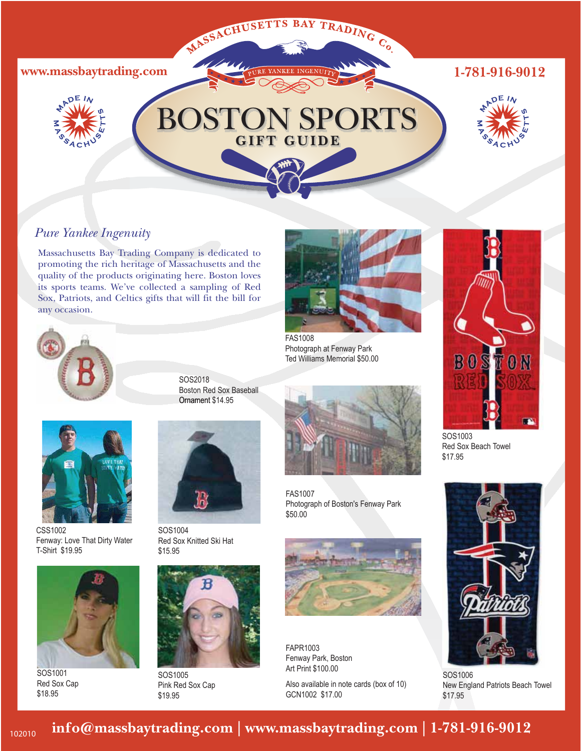MASSACHUSETTS BAY TRADING Co.

PURE YANKEE INGENUITY

www.massbaytrading.com

1-781-916-9012

MADE IN MASSACHUSETTS

# BOSTON SPORTS

## GIFT GUIDE

*Pure Yankee Ingenuity*

Massachusetts Bay Trading Company is dedicated to promoting the rich heritage of Massachusetts and the quality of the products originating here. Boston loves its sports teams. We've collected a sampling of Red Sox, Patriots, and Celtics gifts that will fit the bill for any occasion.

SOS2018
Boston Red Sox Baseball Ornament $14.95

CSS1002
Fenway: Love That Dirty Water T-Shirt $19.95

SOS1004
Red Sox Knitted Ski Hat
$15.95

SOS1001
Red Sox Cap
$18.95

SOS1005
Pink Red Sox Cap
$19.95

FAS1008
Photograph at Fenway Park
Ted Williams Memorial $50.00

FAS1007
Photograph of Boston's Fenway Park
$50.00

FAPR1003
Fenway Park, Boston
Art Print $100.00

Also available in note cards (box of 10)
GCN1002 $17.00

SOS1003
Red Sox Beach Towel
$17.95

SOS1006
New England Patriots Beach Towel
$17.95

102010 **info@massbaytrading.com | www.massbaytrading.com | 1-781-916-9012**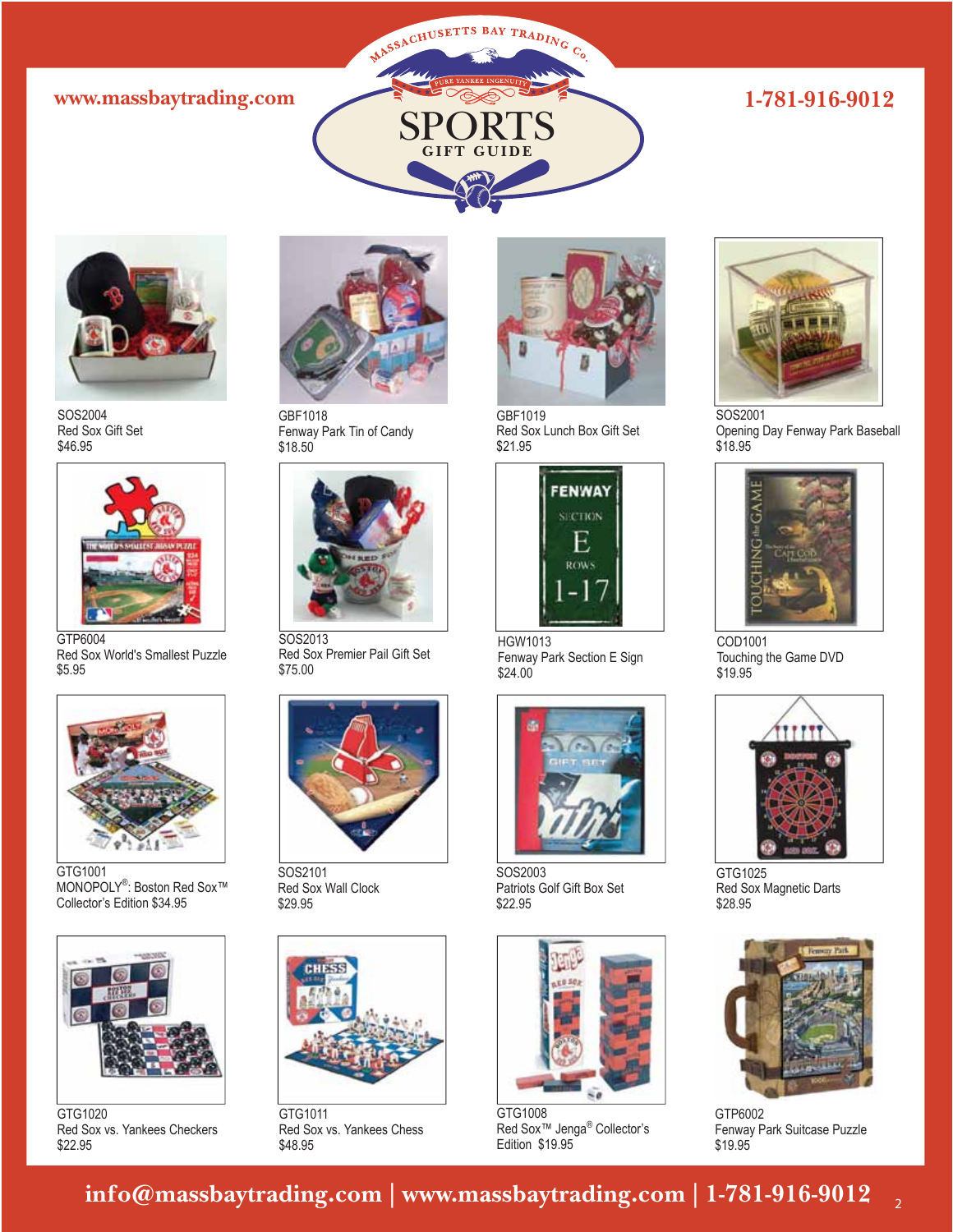www.massbaytrading.com

MASSACHUSETTS BAY TRADING Co.

PURE YANKEE INGENUITY

# SPORTS GIFT GUIDE

1-781-916-9012

SOS2004
Red Sox Gift Set
$46.95

GBF1018
Fenway Park Tin of Candy
$18.50

GBF1019
Red Sox Lunch Box Gift Set
$21.95

SOS2001
Opening Day Fenway Park Baseball
$18.95

GTP6004
Red Sox World's Smallest Puzzle
$5.95

SOS2013
Red Sox Premier Pail Gift Set
$75.00

HGW1013
Fenway Park Section E Sign
$24.00

COD1001
Touching the Game DVD
$19.95

GTG1001
MONOPOLY®: Boston Red Sox™ Collector's Edition $34.95

SOS2101
Red Sox Wall Clock
$29.95

SOS2003
Patriots Golf Gift Box Set
$22.95

GTG1025
Red Sox Magnetic Darts
$28.95

GTG1020
Red Sox vs. Yankees Checkers
$22.95

GTG1011
Red Sox vs. Yankees Chess
$48.95

GTG1008
Red Sox™ Jenga® Collector's Edition $19.95

GTP6002
Fenway Park Suitcase Puzzle
$19.95

**info@massbaytrading.com | www.massbaytrading.com | 1-781-916-9012**